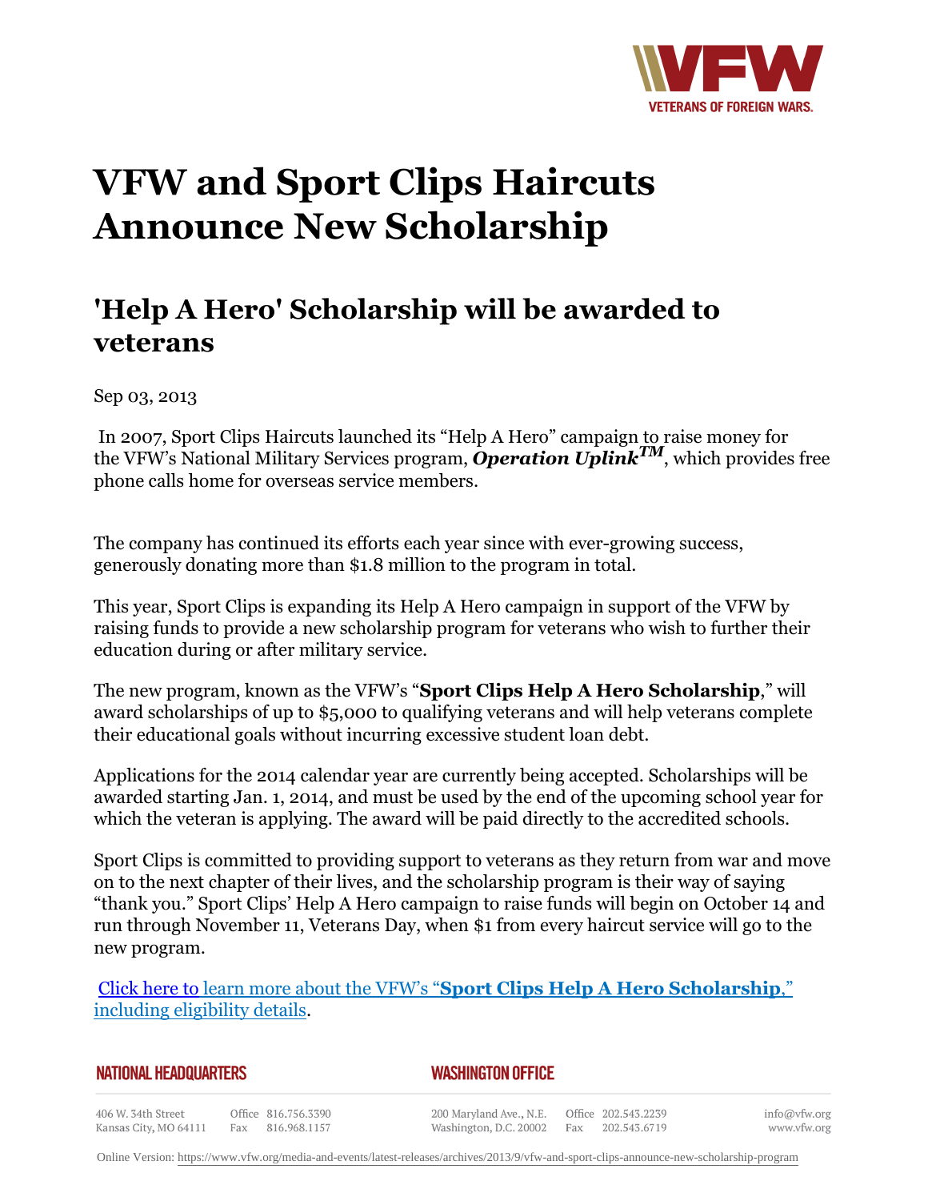# VFW and Sport Clips Haircuts Announce New Scholarship

## 'Help A Hero' Scholarship will be awarded to veterans

Sep 03, 2013

In 2007, Sport Clips Haircuts launched its “Help A Hero” campaign to raise money for the VFW’s National Military Services program, ***Operation Uplink***™, which provides free phone calls home for overseas service members.

The company has continued its efforts each year since with ever-growing success, generously donating more than $1.8 million to the program in total.

This year, Sport Clips is expanding its Help A Hero campaign in support of the VFW by raising funds to provide a new scholarship program for veterans who wish to further their education during or after military service.

The new program, known as the VFW’s “**Sport Clips Help A Hero Scholarship**,” will award scholarships of up to $5,000 to qualifying veterans and will help veterans complete their educational goals without incurring excessive student loan debt.

Applications for the 2014 calendar year are currently being accepted. Scholarships will be awarded starting Jan. 1, 2014, and must be used by the end of the upcoming school year for which the veteran is applying. The award will be paid directly to the accredited schools.

Sport Clips is committed to providing support to veterans as they return from war and move on to the next chapter of their lives, and the scholarship program is their way of saying “thank you.” Sport Clips’ Help A Hero campaign to raise funds will begin on October 14 and run through November 11, Veterans Day, when $1 from every haircut service will go to the new program.

Click here to learn more about the VFW’s “**Sport Clips Help A Hero Scholarship**,” including eligibility details.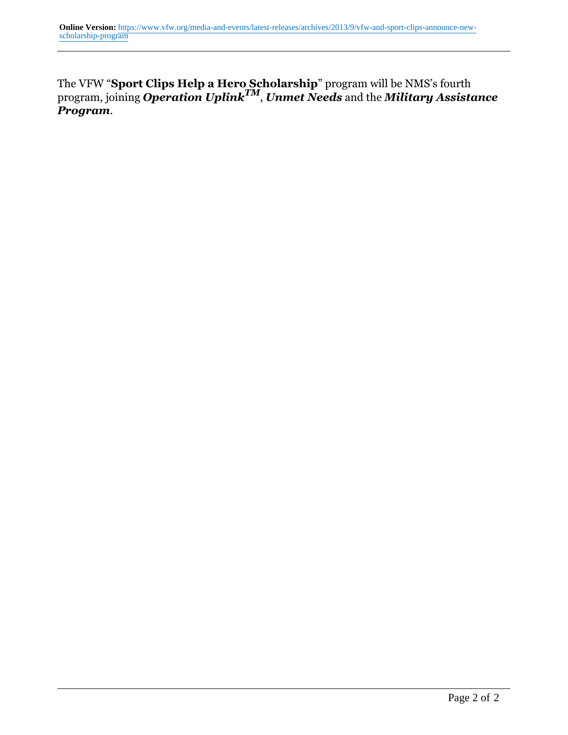The VFW “**Sport Clips Help a Hero Scholarship**” program will be NMS’s fourth program, joining ***Operation Uplink**$^{TM}$*, ***Unmet Needs*** and the ***Military Assistance Program***.